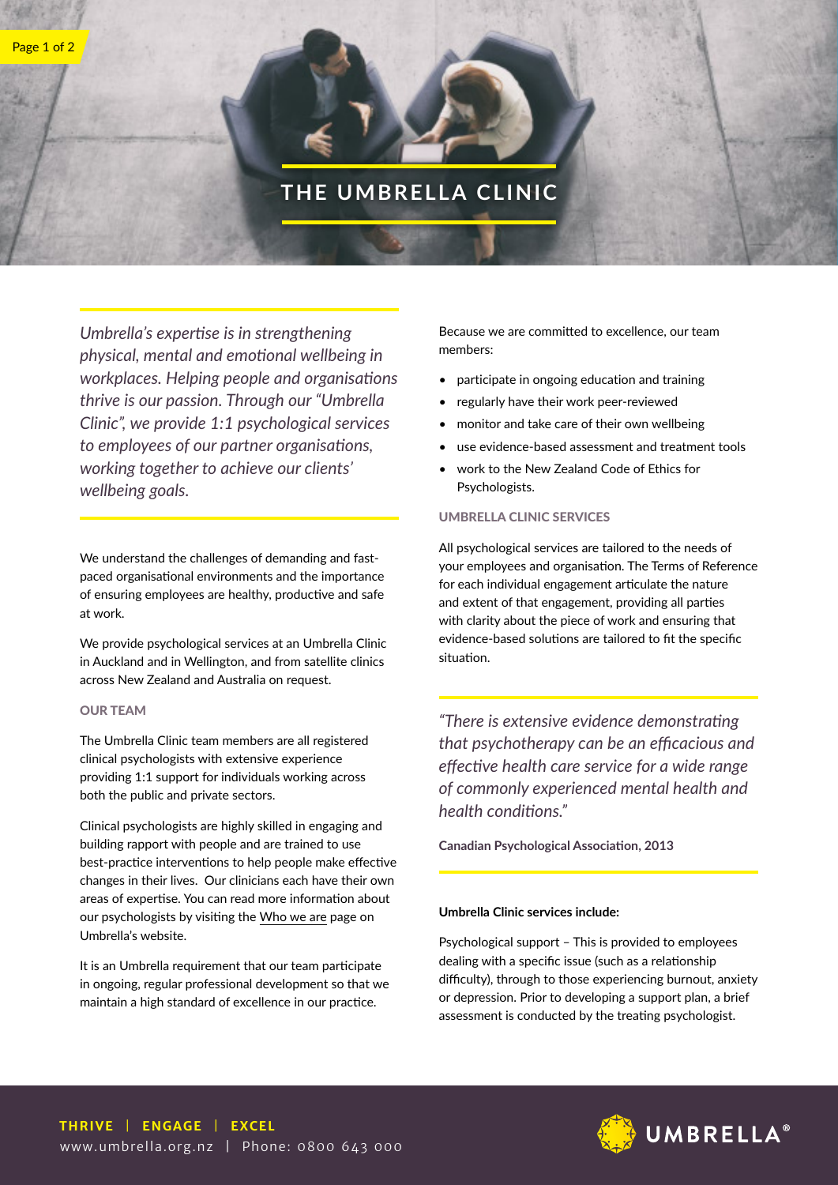# THE UMBRELLA CLINIC

*Umbrella's expertise is in strengthening physical, mental and emotional wellbeing in workplaces. Helping people and organisations thrive is our passion. Through our "Umbrella Clinic", we provide 1:1 psychological services to employees of our partner organisations, working together to achieve our clients' wellbeing goals.*

We understand the challenges of demanding and fast-paced organisational environments and the importance of ensuring employees are healthy, productive and safe at work.

We provide psychological services at an Umbrella Clinic in Auckland and in Wellington, and from satellite clinics across New Zealand and Australia on request.

## OUR TEAM

The Umbrella Clinic team members are all registered clinical psychologists with extensive experience providing 1:1 support for individuals working across both the public and private sectors.

Clinical psychologists are highly skilled in engaging and building rapport with people and are trained to use best-practice interventions to help people make effective changes in their lives. Our clinicians each have their own areas of expertise. You can read more information about our psychologists by visiting the Who we are page on Umbrella's website.

It is an Umbrella requirement that our team participate in ongoing, regular professional development so that we maintain a high standard of excellence in our practice.

Because we are committed to excellence, our team members:

- participate in ongoing education and training
- regularly have their work peer-reviewed
- monitor and take care of their own wellbeing
- use evidence-based assessment and treatment tools
- work to the New Zealand Code of Ethics for Psychologists.

## UMBRELLA CLINIC SERVICES

All psychological services are tailored to the needs of your employees and organisation. The Terms of Reference for each individual engagement articulate the nature and extent of that engagement, providing all parties with clarity about the piece of work and ensuring that evidence-based solutions are tailored to fit the specific situation.

*"There is extensive evidence demonstrating that psychotherapy can be an efficacious and effective health care service for a wide range of commonly experienced mental health and health conditions."*

**Canadian Psychological Association, 2013**

**Umbrella Clinic services include:**

Psychological support – This is provided to employees dealing with a specific issue (such as a relationship difficulty), through to those experiencing burnout, anxiety or depression. Prior to developing a support plan, a brief assessment is conducted by the treating psychologist.

**THRIVE | ENGAGE | EXCEL**
www.umbrella.org.nz | Phone: 0800 643 000

UMBRELLA®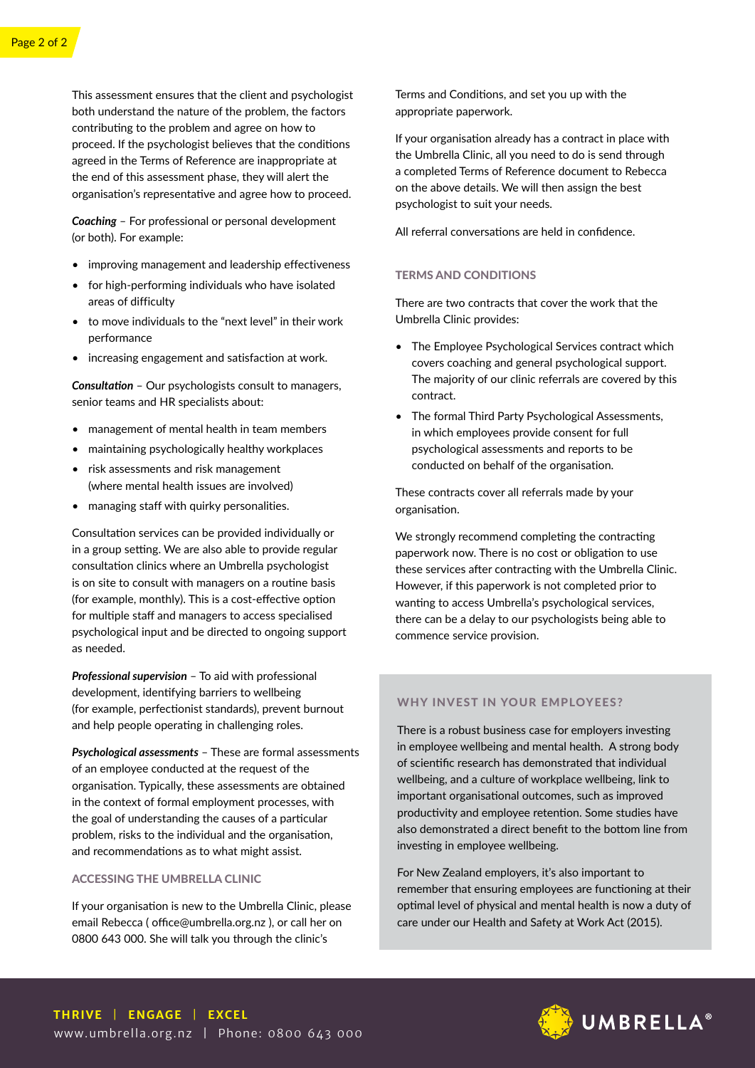This assessment ensures that the client and psychologist both understand the nature of the problem, the factors contributing to the problem and agree on how to proceed. If the psychologist believes that the conditions agreed in the Terms of Reference are inappropriate at the end of this assessment phase, they will alert the organisation's representative and agree how to proceed.

***Coaching*** – For professional or personal development (or both). For example:

- improving management and leadership effectiveness
- for high-performing individuals who have isolated areas of difficulty
- to move individuals to the "next level" in their work performance
- increasing engagement and satisfaction at work.

***Consultation*** – Our psychologists consult to managers, senior teams and HR specialists about:

- management of mental health in team members
- maintaining psychologically healthy workplaces
- risk assessments and risk management (where mental health issues are involved)
- managing staff with quirky personalities.

Consultation services can be provided individually or in a group setting. We are also able to provide regular consultation clinics where an Umbrella psychologist is on site to consult with managers on a routine basis (for example, monthly). This is a cost-effective option for multiple staff and managers to access specialised psychological input and be directed to ongoing support as needed.

***Professional supervision*** – To aid with professional development, identifying barriers to wellbeing (for example, perfectionist standards), prevent burnout and help people operating in challenging roles.

***Psychological assessments*** – These are formal assessments of an employee conducted at the request of the organisation. Typically, these assessments are obtained in the context of formal employment processes, with the goal of understanding the causes of a particular problem, risks to the individual and the organisation, and recommendations as to what might assist.

## ACCESSING THE UMBRELLA CLINIC

If your organisation is new to the Umbrella Clinic, please email Rebecca ( office@umbrella.org.nz ), or call her on 0800 643 000. She will talk you through the clinic's Terms and Conditions, and set you up with the appropriate paperwork.

If your organisation already has a contract in place with the Umbrella Clinic, all you need to do is send through a completed Terms of Reference document to Rebecca on the above details. We will then assign the best psychologist to suit your needs.

All referral conversations are held in confidence.

## TERMS AND CONDITIONS

There are two contracts that cover the work that the Umbrella Clinic provides:

- The Employee Psychological Services contract which covers coaching and general psychological support. The majority of our clinic referrals are covered by this contract.
- The formal Third Party Psychological Assessments, in which employees provide consent for full psychological assessments and reports to be conducted on behalf of the organisation.

These contracts cover all referrals made by your organisation.

We strongly recommend completing the contracting paperwork now. There is no cost or obligation to use these services after contracting with the Umbrella Clinic. However, if this paperwork is not completed prior to wanting to access Umbrella's psychological services, there can be a delay to our psychologists being able to commence service provision.

## WHY INVEST IN YOUR EMPLOYEES?

There is a robust business case for employers investing in employee wellbeing and mental health. A strong body of scientific research has demonstrated that individual wellbeing, and a culture of workplace wellbeing, link to important organisational outcomes, such as improved productivity and employee retention. Some studies have also demonstrated a direct benefit to the bottom line from investing in employee wellbeing.

For New Zealand employers, it's also important to remember that ensuring employees are functioning at their optimal level of physical and mental health is now a duty of care under our Health and Safety at Work Act (2015).